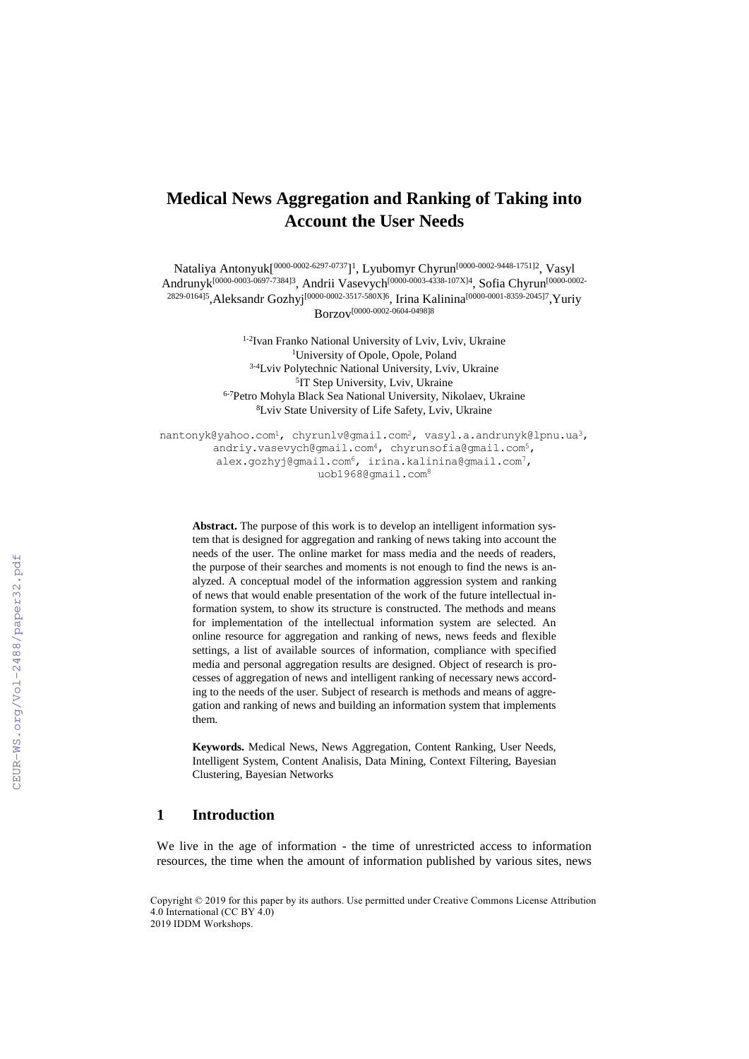# Medical News Aggregation and Ranking of Taking into Account the User Needs

Nataliya Antonyuk[0000-0002-6297-0737][1], Lyubomyr Chyrun[0000-0002-9448-1751][2], Vasyl Andrunyk[0000-0003-0697-7384][3], Andrii Vasevych[0000-0003-4338-107X][4], Sofia Chyrun[0000-0002-2829-0164][5], Aleksandr Gozhyj[0000-0002-3517-580X][6], Irina Kalinina[0000-0001-8359-2045][7], Yuriy Borzov[0000-0002-0604-0498][8]

[1-2]Ivan Franko National University of Lviv, Lviv, Ukraine
[1]University of Opole, Opole, Poland
[3-4]Lviv Polytechnic National University, Lviv, Ukraine
[5]IT Step University, Lviv, Ukraine
[6-7]Petro Mohyla Black Sea National University, Nikolaev, Ukraine
[8]Lviv State University of Life Safety, Lviv, Ukraine

nantonyk@yahoo.com[1], chyrunlv@gmail.com[2], vasyl.a.andrunyk@lpnu.ua[3], andriy.vasevych@gmail.com[4], chyrunsofia@gmail.com[5], alex.gozhyj@gmail.com[6], irina.kalinina@gmail.com[7], uob1968@gmail.com[8]

**Abstract.** The purpose of this work is to develop an intelligent information system that is designed for aggregation and ranking of news taking into account the needs of the user. The online market for mass media and the needs of readers, the purpose of their searches and moments is not enough to find the news is analyzed. A conceptual model of the information aggression system and ranking of news that would enable presentation of the work of the future intellectual information system, to show its structure is constructed. The methods and means for implementation of the intellectual information system are selected. An online resource for aggregation and ranking of news, news feeds and flexible settings, a list of available sources of information, compliance with specified media and personal aggregation results are designed. Object of research is processes of aggregation of news and intelligent ranking of necessary news according to the needs of the user. Subject of research is methods and means of aggregation and ranking of news and building an information system that implements them.

**Keywords.** Medical News, News Aggregation, Content Ranking, User Needs, Intelligent System, Content Analisis, Data Mining, Context Filtering, Bayesian Clustering, Bayesian Networks

## 1 Introduction

We live in the age of information - the time of unrestricted access to information resources, the time when the amount of information published by various sites, news

Copyright © 2019 for this paper by its authors. Use permitted under Creative Commons License Attribution 4.0 International (CC BY 4.0)
2019 IDDM Workshops.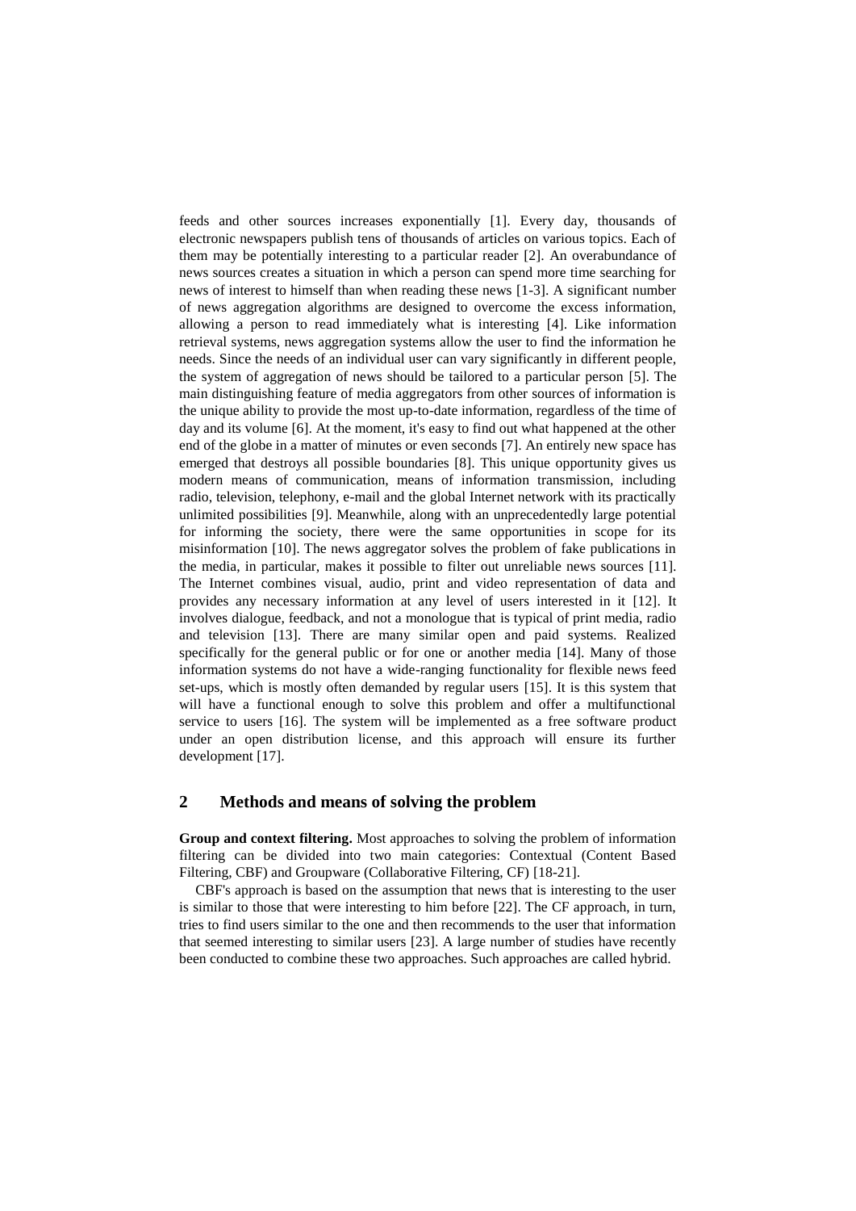feeds and other sources increases exponentially [1]. Every day, thousands of electronic newspapers publish tens of thousands of articles on various topics. Each of them may be potentially interesting to a particular reader [2]. An overabundance of news sources creates a situation in which a person can spend more time searching for news of interest to himself than when reading these news [1-3]. A significant number of news aggregation algorithms are designed to overcome the excess information, allowing a person to read immediately what is interesting [4]. Like information retrieval systems, news aggregation systems allow the user to find the information he needs. Since the needs of an individual user can vary significantly in different people, the system of aggregation of news should be tailored to a particular person [5]. The main distinguishing feature of media aggregators from other sources of information is the unique ability to provide the most up-to-date information, regardless of the time of day and its volume [6]. At the moment, it's easy to find out what happened at the other end of the globe in a matter of minutes or even seconds [7]. An entirely new space has emerged that destroys all possible boundaries [8]. This unique opportunity gives us modern means of communication, means of information transmission, including radio, television, telephony, e-mail and the global Internet network with its practically unlimited possibilities [9]. Meanwhile, along with an unprecedentedly large potential for informing the society, there were the same opportunities in scope for its misinformation [10]. The news aggregator solves the problem of fake publications in the media, in particular, makes it possible to filter out unreliable news sources [11]. The Internet combines visual, audio, print and video representation of data and provides any necessary information at any level of users interested in it [12]. It involves dialogue, feedback, and not a monologue that is typical of print media, radio and television [13]. There are many similar open and paid systems. Realized specifically for the general public or for one or another media [14]. Many of those information systems do not have a wide-ranging functionality for flexible news feed set-ups, which is mostly often demanded by regular users [15]. It is this system that will have a functional enough to solve this problem and offer a multifunctional service to users [16]. The system will be implemented as a free software product under an open distribution license, and this approach will ensure its further development [17].

## 2 Methods and means of solving the problem

**Group and context filtering.** Most approaches to solving the problem of information filtering can be divided into two main categories: Contextual (Content Based Filtering, CBF) and Groupware (Collaborative Filtering, CF) [18-21].

CBF's approach is based on the assumption that news that is interesting to the user is similar to those that were interesting to him before [22]. The CF approach, in turn, tries to find users similar to the one and then recommends to the user that information that seemed interesting to similar users [23]. A large number of studies have recently been conducted to combine these two approaches. Such approaches are called hybrid.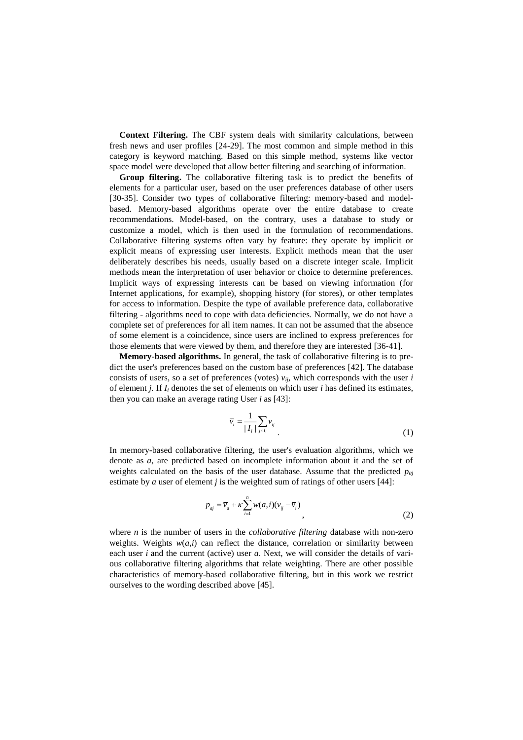**Context Filtering.** The CBF system deals with similarity calculations, between fresh news and user profiles [24-29]. The most common and simple method in this category is keyword matching. Based on this simple method, systems like vector space model were developed that allow better filtering and searching of information.

**Group filtering.** The collaborative filtering task is to predict the benefits of elements for a particular user, based on the user preferences database of other users [30-35]. Consider two types of collaborative filtering: memory-based and model-based. Memory-based algorithms operate over the entire database to create recommendations. Model-based, on the contrary, uses a database to study or customize a model, which is then used in the formulation of recommendations. Collaborative filtering systems often vary by feature: they operate by implicit or explicit means of expressing user interests. Explicit methods mean that the user deliberately describes his needs, usually based on a discrete integer scale. Implicit methods mean the interpretation of user behavior or choice to determine preferences. Implicit ways of expressing interests can be based on viewing information (for Internet applications, for example), shopping history (for stores), or other templates for access to information. Despite the type of available preference data, collaborative filtering - algorithms need to cope with data deficiencies. Normally, we do not have a complete set of preferences for all item names. It can not be assumed that the absence of some element is a coincidence, since users are inclined to express preferences for those elements that were viewed by them, and therefore they are interested [36-41].

**Memory-based algorithms.** In general, the task of collaborative filtering is to predict the user's preferences based on the custom base of preferences [42]. The database consists of users, so a set of preferences (votes) $v_{ij}$, which corresponds with the user $i$ of element $j$. If $I_i$ denotes the set of elements on which user $i$ has defined its estimates, then you can make an average rating User $i$ as [43]:

$$\bar{v}_i = \frac{1}{|I_i|} \sum_{j \in I_i} v_{ij} \quad (1)$$

In memory-based collaborative filtering, the user's evaluation algorithms, which we denote as $a$, are predicted based on incomplete information about it and the set of weights calculated on the basis of the user database. Assume that the predicted $p_{aj}$ estimate by $a$ user of element $j$ is the weighted sum of ratings of other users [44]:

$$p_{aj} = \bar{v}_a + \kappa \sum_{i=1}^{n} w(a,i)(v_{ij} - \bar{v}_i), \quad (2)$$

where $n$ is the number of users in the *collaborative filtering* database with non-zero weights. Weights $w(a,i)$ can reflect the distance, correlation or similarity between each user $i$ and the current (active) user $a$. Next, we will consider the details of various collaborative filtering algorithms that relate weighting. There are other possible characteristics of memory-based collaborative filtering, but in this work we restrict ourselves to the wording described above [45].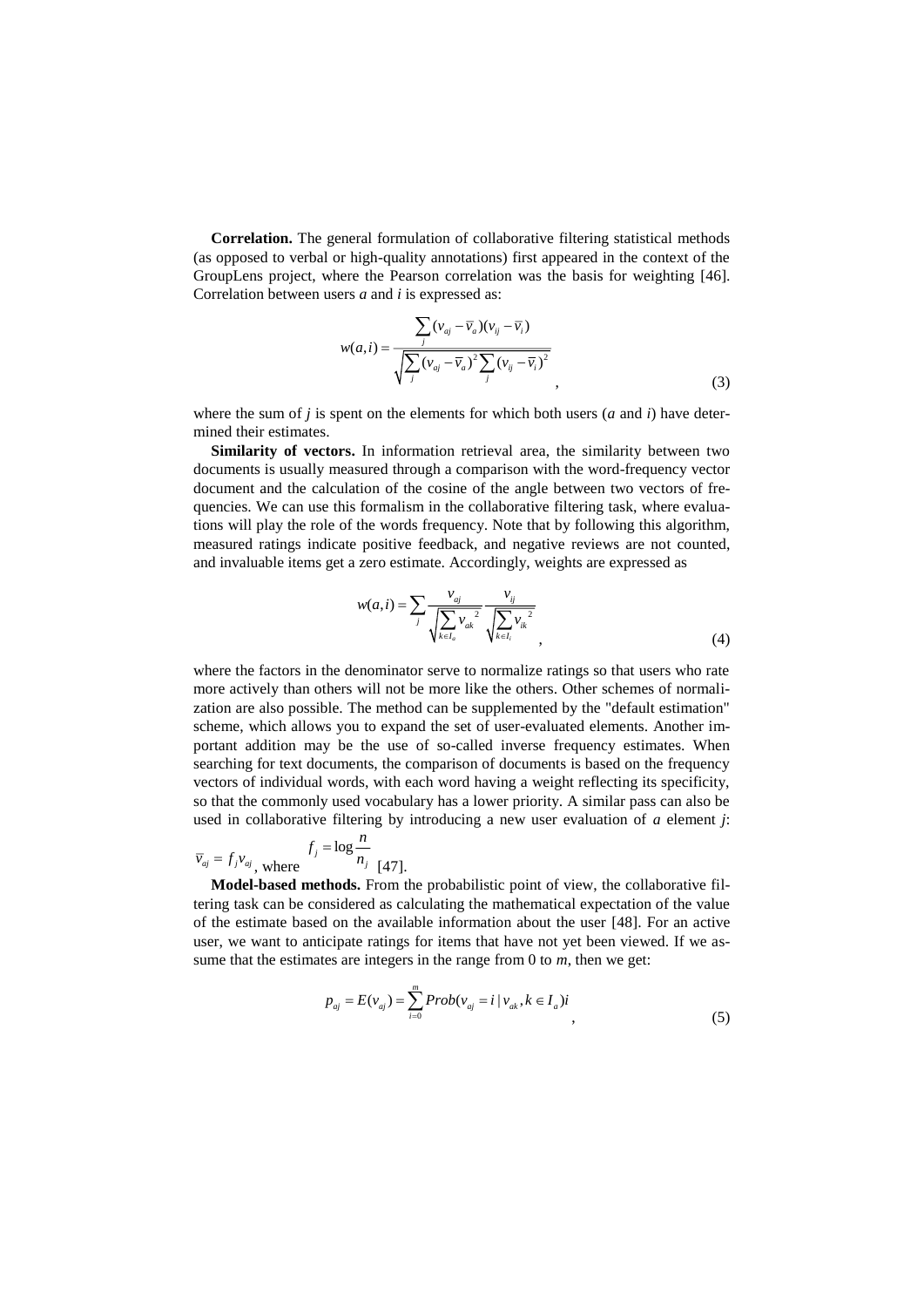**Correlation.** The general formulation of collaborative filtering statistical methods (as opposed to verbal or high-quality annotations) first appeared in the context of the GroupLens project, where the Pearson correlation was the basis for weighting [46]. Correlation between users *a* and *i* is expressed as:

$$w(a,i) = \frac{\sum_j (v_{aj} - \overline{v}_a)(v_{ij} - \overline{v}_i)}{\sqrt{\sum_j (v_{aj} - \overline{v}_a)^2 \sum_j (v_{ij} - \overline{v}_i)^2}}, \tag{3}$$

where the sum of *j* is spent on the elements for which both users (*a* and *i*) have determined their estimates.

**Similarity of vectors.** In information retrieval area, the similarity between two documents is usually measured through a comparison with the word-frequency vector document and the calculation of the cosine of the angle between two vectors of frequencies. We can use this formalism in the collaborative filtering task, where evaluations will play the role of the words frequency. Note that by following this algorithm, measured ratings indicate positive feedback, and negative reviews are not counted, and invaluable items get a zero estimate. Accordingly, weights are expressed as

$$w(a,i) = \sum_j \frac{v_{aj}}{\sqrt{\sum_{k \in I_a} v_{ak}^{\ 2}}} \frac{v_{ij}}{\sqrt{\sum_{k \in I_i} v_{ik}^{\ 2}}}, \tag{4}$$

where the factors in the denominator serve to normalize ratings so that users who rate more actively than others will not be more like the others. Other schemes of normalization are also possible. The method can be supplemented by the "default estimation" scheme, which allows you to expand the set of user-evaluated elements. Another important addition may be the use of so-called inverse frequency estimates. When searching for text documents, the comparison of documents is based on the frequency vectors of individual words, with each word having a weight reflecting its specificity, so that the commonly used vocabulary has a lower priority. A similar pass can also be used in collaborative filtering by introducing a new user evaluation of *a* element *j*: $\overline{v}_{aj} = f_j v_{aj}$, where $f_j = \log \frac{n}{n_j}$ [47].

**Model-based methods.** From the probabilistic point of view, the collaborative filtering task can be considered as calculating the mathematical expectation of the value of the estimate based on the available information about the user [48]. For an active user, we want to anticipate ratings for items that have not yet been viewed. If we assume that the estimates are integers in the range from 0 to *m*, then we get:

$$p_{aj} = E(v_{aj}) = \sum_{i=0}^{m} Prob(v_{aj} = i \mid v_{ak}, k \in I_a) i, \tag{5}$$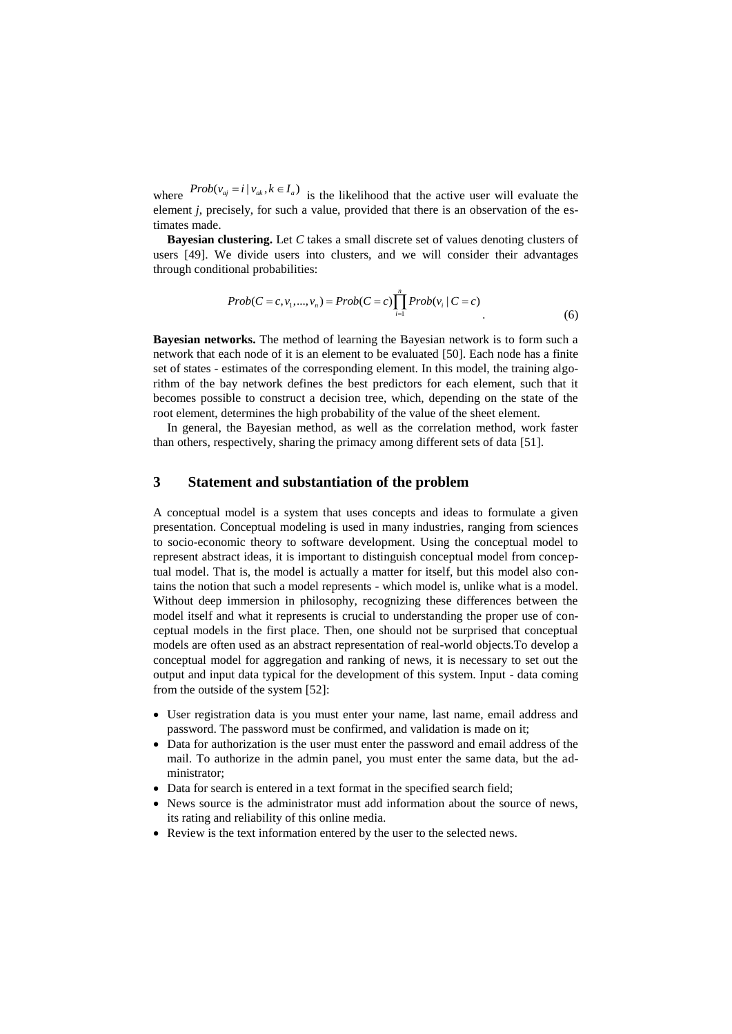where $Prob(v_{aj} = i \mid v_{ak}, k \in I_a)$ is the likelihood that the active user will evaluate the element *j*, precisely, for such a value, provided that there is an observation of the estimates made.

**Bayesian clustering.** Let *C* takes a small discrete set of values denoting clusters of users [49]. We divide users into clusters, and we will consider their advantages through conditional probabilities:

$$Prob(C = c, v_1, ..., v_n) = Prob(C = c)\prod_{i=1}^{n} Prob(v_i \mid C = c) \quad . \tag{6}$$

**Bayesian networks.** The method of learning the Bayesian network is to form such a network that each node of it is an element to be evaluated [50]. Each node has a finite set of states - estimates of the corresponding element. In this model, the training algorithm of the bay network defines the best predictors for each element, such that it becomes possible to construct a decision tree, which, depending on the state of the root element, determines the high probability of the value of the sheet element.

In general, the Bayesian method, as well as the correlation method, work faster than others, respectively, sharing the primacy among different sets of data [51].

## 3 Statement and substantiation of the problem

A conceptual model is a system that uses concepts and ideas to formulate a given presentation. Conceptual modeling is used in many industries, ranging from sciences to socio-economic theory to software development. Using the conceptual model to represent abstract ideas, it is important to distinguish conceptual model from conceptual model. That is, the model is actually a matter for itself, but this model also contains the notion that such a model represents - which model is, unlike what is a model. Without deep immersion in philosophy, recognizing these differences between the model itself and what it represents is crucial to understanding the proper use of conceptual models in the first place. Then, one should not be surprised that conceptual models are often used as an abstract representation of real-world objects.To develop a conceptual model for aggregation and ranking of news, it is necessary to set out the output and input data typical for the development of this system. Input - data coming from the outside of the system [52]:

- User registration data is you must enter your name, last name, email address and password. The password must be confirmed, and validation is made on it;
- Data for authorization is the user must enter the password and email address of the mail. To authorize in the admin panel, you must enter the same data, but the administrator;
- Data for search is entered in a text format in the specified search field;
- News source is the administrator must add information about the source of news, its rating and reliability of this online media.
- Review is the text information entered by the user to the selected news.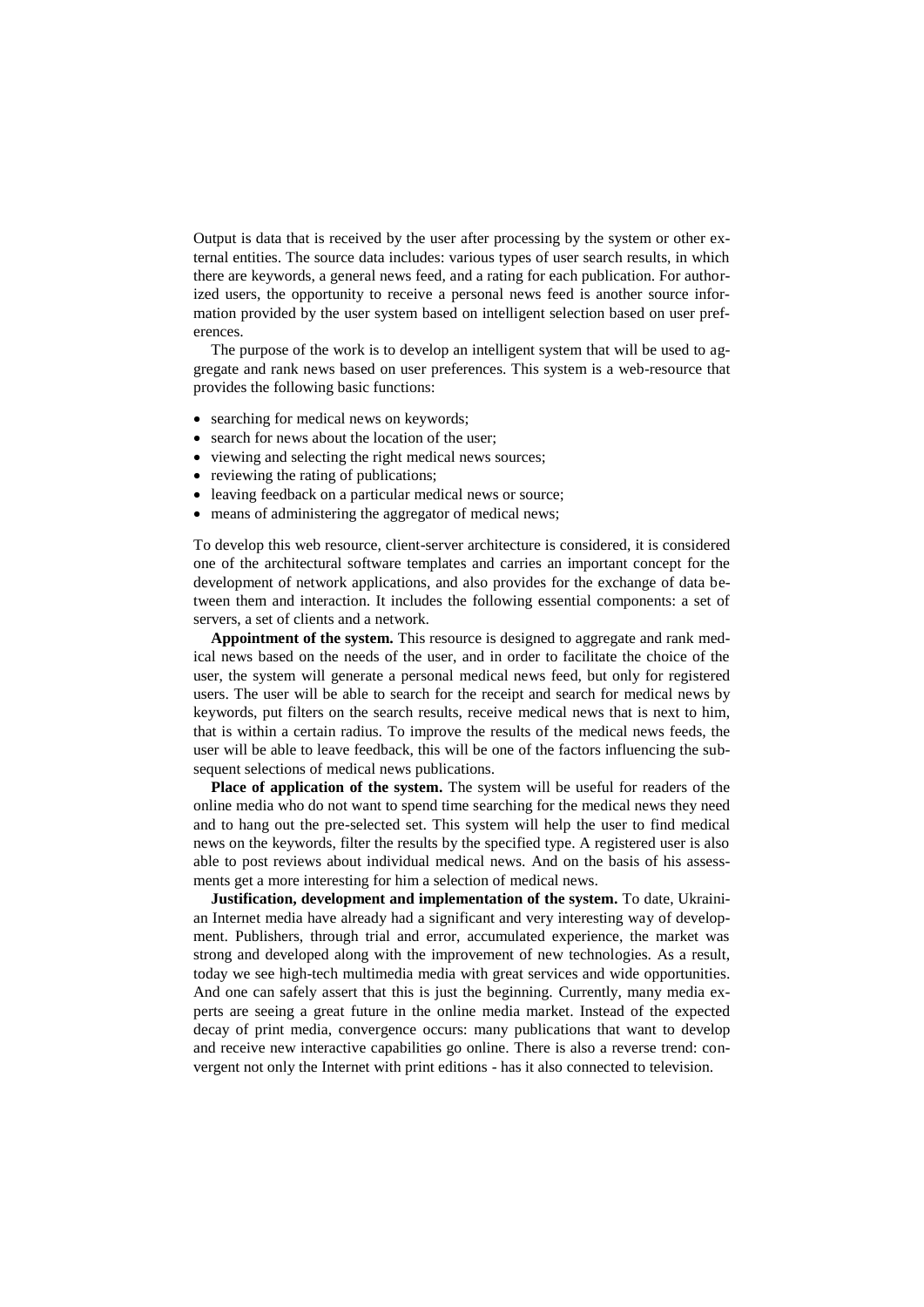Output is data that is received by the user after processing by the system or other external entities. The source data includes: various types of user search results, in which there are keywords, a general news feed, and a rating for each publication. For authorized users, the opportunity to receive a personal news feed is another source information provided by the user system based on intelligent selection based on user preferences.

The purpose of the work is to develop an intelligent system that will be used to aggregate and rank news based on user preferences. This system is a web-resource that provides the following basic functions:

- searching for medical news on keywords;
- search for news about the location of the user;
- viewing and selecting the right medical news sources;
- reviewing the rating of publications;
- leaving feedback on a particular medical news or source;
- means of administering the aggregator of medical news;

To develop this web resource, client-server architecture is considered, it is considered one of the architectural software templates and carries an important concept for the development of network applications, and also provides for the exchange of data between them and interaction. It includes the following essential components: a set of servers, a set of clients and a network.

**Appointment of the system.** This resource is designed to aggregate and rank medical news based on the needs of the user, and in order to facilitate the choice of the user, the system will generate a personal medical news feed, but only for registered users. The user will be able to search for the receipt and search for medical news by keywords, put filters on the search results, receive medical news that is next to him, that is within a certain radius. To improve the results of the medical news feeds, the user will be able to leave feedback, this will be one of the factors influencing the subsequent selections of medical news publications.

**Place of application of the system.** The system will be useful for readers of the online media who do not want to spend time searching for the medical news they need and to hang out the pre-selected set. This system will help the user to find medical news on the keywords, filter the results by the specified type. A registered user is also able to post reviews about individual medical news. And on the basis of his assessments get a more interesting for him a selection of medical news.

**Justification, development and implementation of the system.** To date, Ukrainian Internet media have already had a significant and very interesting way of development. Publishers, through trial and error, accumulated experience, the market was strong and developed along with the improvement of new technologies. As a result, today we see high-tech multimedia media with great services and wide opportunities. And one can safely assert that this is just the beginning. Currently, many media experts are seeing a great future in the online media market. Instead of the expected decay of print media, convergence occurs: many publications that want to develop and receive new interactive capabilities go online. There is also a reverse trend: convergent not only the Internet with print editions - has it also connected to television.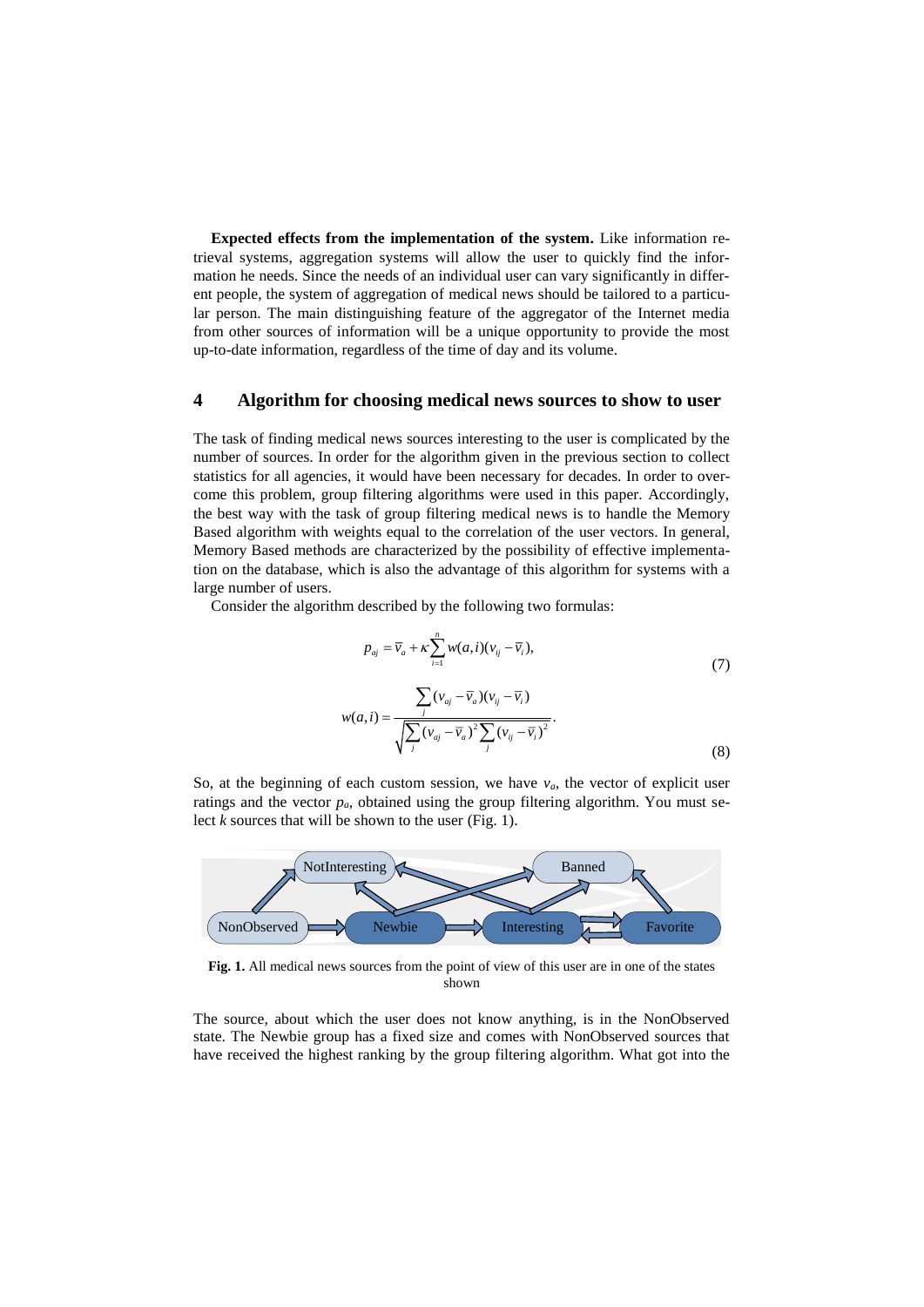**Expected effects from the implementation of the system.** Like information retrieval systems, aggregation systems will allow the user to quickly find the information he needs. Since the needs of an individual user can vary significantly in different people, the system of aggregation of medical news should be tailored to a particular person. The main distinguishing feature of the aggregator of the Internet media from other sources of information will be a unique opportunity to provide the most up-to-date information, regardless of the time of day and its volume.

## 4 Algorithm for choosing medical news sources to show to user

The task of finding medical news sources interesting to the user is complicated by the number of sources. In order for the algorithm given in the previous section to collect statistics for all agencies, it would have been necessary for decades. In order to overcome this problem, group filtering algorithms were used in this paper. Accordingly, the best way with the task of group filtering medical news is to handle the Memory Based algorithm with weights equal to the correlation of the user vectors. In general, Memory Based methods are characterized by the possibility of effective implementation on the database, which is also the advantage of this algorithm for systems with a large number of users.

Consider the algorithm described by the following two formulas:

$$p_{aj} = \bar{v}_a + \kappa \sum_{i=1}^{n} w(a,i)(v_{ij} - \bar{v}_i), \tag{7}$$

$$w(a,i) = \frac{\sum_j (v_{aj} - \bar{v}_a)(v_{ij} - \bar{v}_i)}{\sqrt{\sum_j (v_{aj} - \bar{v}_a)^2 \sum_j (v_{ij} - \bar{v}_i)^2}}. \tag{8}$$

So, at the beginning of each custom session, we have $v_a$, the vector of explicit user ratings and the vector $p_a$, obtained using the group filtering algorithm. You must select $k$ sources that will be shown to the user (Fig. 1).

**Fig. 1.** All medical news sources from the point of view of this user are in one of the states shown

The source, about which the user does not know anything, is in the NonObserved state. The Newbie group has a fixed size and comes with NonObserved sources that have received the highest ranking by the group filtering algorithm. What got into the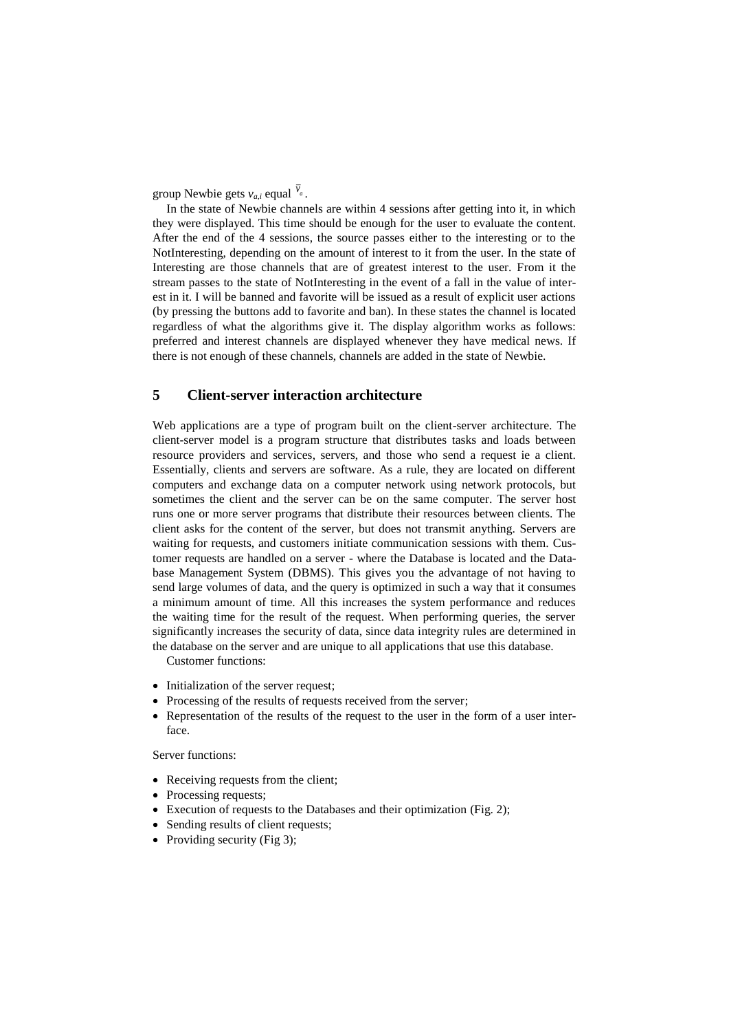group Newbie gets $v_{a,i}$ equal $\bar{v}_a$.

In the state of Newbie channels are within 4 sessions after getting into it, in which they were displayed. This time should be enough for the user to evaluate the content. After the end of the 4 sessions, the source passes either to the interesting or to the NotInteresting, depending on the amount of interest to it from the user. In the state of Interesting are those channels that are of greatest interest to the user. From it the stream passes to the state of NotInteresting in the event of a fall in the value of interest in it. I will be banned and favorite will be issued as a result of explicit user actions (by pressing the buttons add to favorite and ban). In these states the channel is located regardless of what the algorithms give it. The display algorithm works as follows: preferred and interest channels are displayed whenever they have medical news. If there is not enough of these channels, channels are added in the state of Newbie.

## 5 Client-server interaction architecture

Web applications are a type of program built on the client-server architecture. The client-server model is a program structure that distributes tasks and loads between resource providers and services, servers, and those who send a request ie a client. Essentially, clients and servers are software. As a rule, they are located on different computers and exchange data on a computer network using network protocols, but sometimes the client and the server can be on the same computer. The server host runs one or more server programs that distribute their resources between clients. The client asks for the content of the server, but does not transmit anything. Servers are waiting for requests, and customers initiate communication sessions with them. Customer requests are handled on a server - where the Database is located and the Database Management System (DBMS). This gives you the advantage of not having to send large volumes of data, and the query is optimized in such a way that it consumes a minimum amount of time. All this increases the system performance and reduces the waiting time for the result of the request. When performing queries, the server significantly increases the security of data, since data integrity rules are determined in the database on the server and are unique to all applications that use this database.

Customer functions:

- Initialization of the server request;
- Processing of the results of requests received from the server;
- Representation of the results of the request to the user in the form of a user interface.

Server functions:

- Receiving requests from the client;
- Processing requests;
- Execution of requests to the Databases and their optimization (Fig. 2);
- Sending results of client requests;
- Providing security (Fig 3);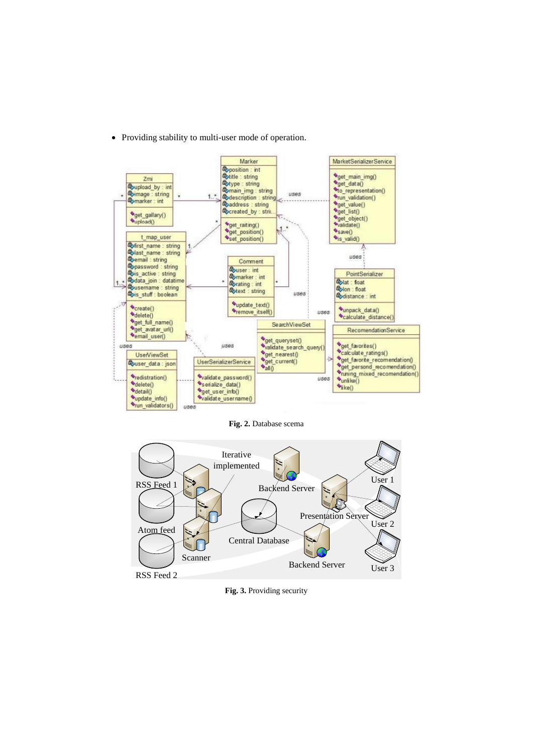- Providing stability to multi-user mode of operation.

**Fig. 2.** Database scema

**Fig. 3.** Providing security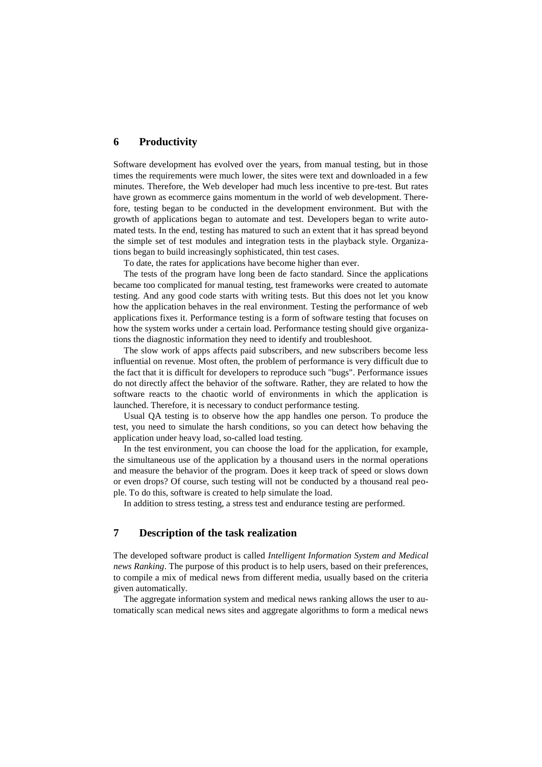## 6 Productivity

Software development has evolved over the years, from manual testing, but in those times the requirements were much lower, the sites were text and downloaded in a few minutes. Therefore, the Web developer had much less incentive to pre-test. But rates have grown as ecommerce gains momentum in the world of web development. Therefore, testing began to be conducted in the development environment. But with the growth of applications began to automate and test. Developers began to write automated tests. In the end, testing has matured to such an extent that it has spread beyond the simple set of test modules and integration tests in the playback style. Organizations began to build increasingly sophisticated, thin test cases.

To date, the rates for applications have become higher than ever.

The tests of the program have long been de facto standard. Since the applications became too complicated for manual testing, test frameworks were created to automate testing. And any good code starts with writing tests. But this does not let you know how the application behaves in the real environment. Testing the performance of web applications fixes it. Performance testing is a form of software testing that focuses on how the system works under a certain load. Performance testing should give organizations the diagnostic information they need to identify and troubleshoot.

The slow work of apps affects paid subscribers, and new subscribers become less influential on revenue. Most often, the problem of performance is very difficult due to the fact that it is difficult for developers to reproduce such "bugs". Performance issues do not directly affect the behavior of the software. Rather, they are related to how the software reacts to the chaotic world of environments in which the application is launched. Therefore, it is necessary to conduct performance testing.

Usual QA testing is to observe how the app handles one person. To produce the test, you need to simulate the harsh conditions, so you can detect how behaving the application under heavy load, so-called load testing.

In the test environment, you can choose the load for the application, for example, the simultaneous use of the application by a thousand users in the normal operations and measure the behavior of the program. Does it keep track of speed or slows down or even drops? Of course, such testing will not be conducted by a thousand real people. To do this, software is created to help simulate the load.

In addition to stress testing, a stress test and endurance testing are performed.

## 7 Description of the task realization

The developed software product is called *Intelligent Information System and Medical news Ranking*. The purpose of this product is to help users, based on their preferences, to compile a mix of medical news from different media, usually based on the criteria given automatically.

The aggregate information system and medical news ranking allows the user to automatically scan medical news sites and aggregate algorithms to form a medical news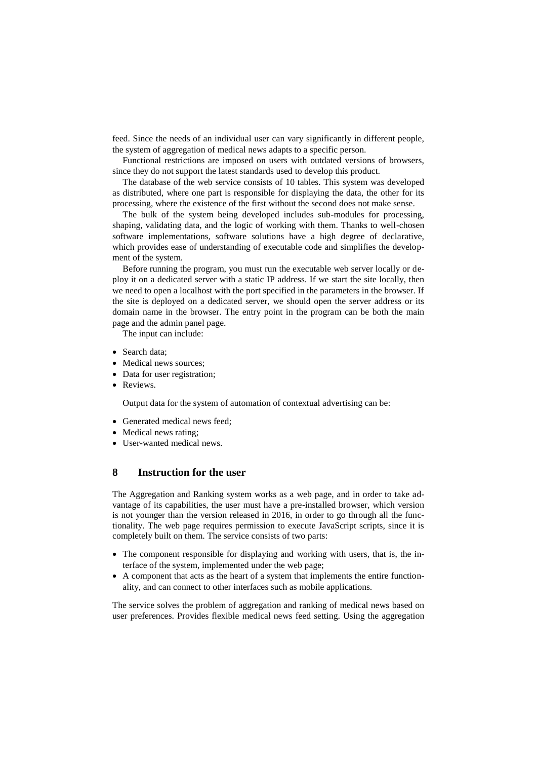feed. Since the needs of an individual user can vary significantly in different people, the system of aggregation of medical news adapts to a specific person.

Functional restrictions are imposed on users with outdated versions of browsers, since they do not support the latest standards used to develop this product.

The database of the web service consists of 10 tables. This system was developed as distributed, where one part is responsible for displaying the data, the other for its processing, where the existence of the first without the second does not make sense.

The bulk of the system being developed includes sub-modules for processing, shaping, validating data, and the logic of working with them. Thanks to well-chosen software implementations, software solutions have a high degree of declarative, which provides ease of understanding of executable code and simplifies the development of the system.

Before running the program, you must run the executable web server locally or deploy it on a dedicated server with a static IP address. If we start the site locally, then we need to open a localhost with the port specified in the parameters in the browser. If the site is deployed on a dedicated server, we should open the server address or its domain name in the browser. The entry point in the program can be both the main page and the admin panel page.

The input can include:

- Search data;
- Medical news sources;
- Data for user registration;
- Reviews.

Output data for the system of automation of contextual advertising can be:

- Generated medical news feed;
- Medical news rating;
- User-wanted medical news.

## 8 Instruction for the user

The Aggregation and Ranking system works as a web page, and in order to take advantage of its capabilities, the user must have a pre-installed browser, which version is not younger than the version released in 2016, in order to go through all the functionality. The web page requires permission to execute JavaScript scripts, since it is completely built on them. The service consists of two parts:

- The component responsible for displaying and working with users, that is, the interface of the system, implemented under the web page;
- A component that acts as the heart of a system that implements the entire functionality, and can connect to other interfaces such as mobile applications.

The service solves the problem of aggregation and ranking of medical news based on user preferences. Provides flexible medical news feed setting. Using the aggregation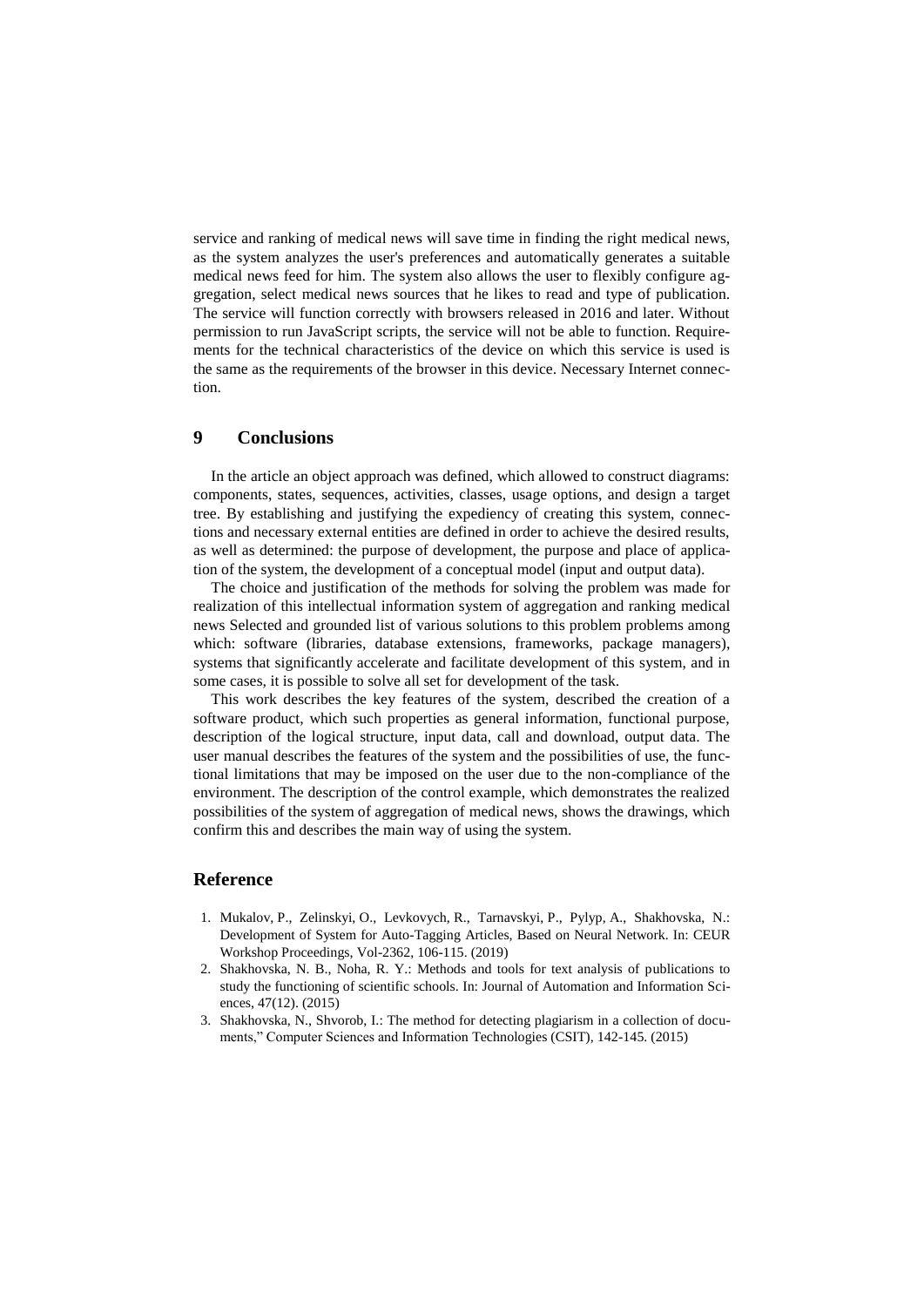service and ranking of medical news will save time in finding the right medical news, as the system analyzes the user's preferences and automatically generates a suitable medical news feed for him. The system also allows the user to flexibly configure aggregation, select medical news sources that he likes to read and type of publication. The service will function correctly with browsers released in 2016 and later. Without permission to run JavaScript scripts, the service will not be able to function. Requirements for the technical characteristics of the device on which this service is used is the same as the requirements of the browser in this device. Necessary Internet connection.

## 9 Conclusions

In the article an object approach was defined, which allowed to construct diagrams: components, states, sequences, activities, classes, usage options, and design a target tree. By establishing and justifying the expediency of creating this system, connections and necessary external entities are defined in order to achieve the desired results, as well as determined: the purpose of development, the purpose and place of application of the system, the development of a conceptual model (input and output data).

The choice and justification of the methods for solving the problem was made for realization of this intellectual information system of aggregation and ranking medical news Selected and grounded list of various solutions to this problem problems among which: software (libraries, database extensions, frameworks, package managers), systems that significantly accelerate and facilitate development of this system, and in some cases, it is possible to solve all set for development of the task.

This work describes the key features of the system, described the creation of a software product, which such properties as general information, functional purpose, description of the logical structure, input data, call and download, output data. The user manual describes the features of the system and the possibilities of use, the functional limitations that may be imposed on the user due to the non-compliance of the environment. The description of the control example, which demonstrates the realized possibilities of the system of aggregation of medical news, shows the drawings, which confirm this and describes the main way of using the system.

## Reference

1. Mukalov, P., Zelinskyi, O., Levkovych, R., Tarnavskyi, P., Pylyp, A., Shakhovska, N.: Development of System for Auto-Tagging Articles, Based on Neural Network. In: CEUR Workshop Proceedings, Vol-2362, 106-115. (2019)
2. Shakhovska, N. B., Noha, R. Y.: Methods and tools for text analysis of publications to study the functioning of scientific schools. In: Journal of Automation and Information Sciences, 47(12). (2015)
3. Shakhovska, N., Shvorob, I.: The method for detecting plagiarism in a collection of documents," Computer Sciences and Information Technologies (CSIT), 142-145. (2015)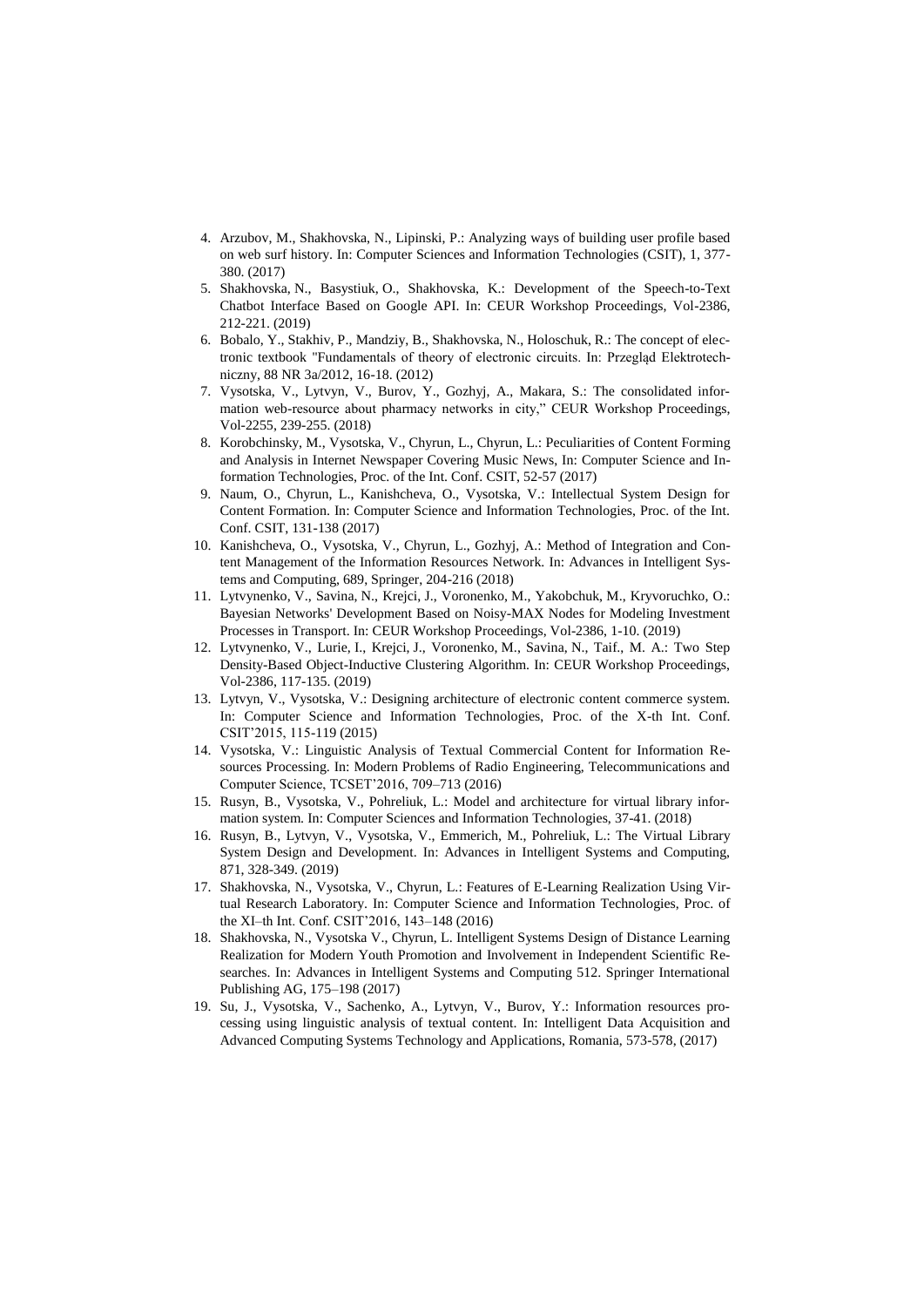4. Arzubov, M., Shakhovska, N., Lipinski, P.: Analyzing ways of building user profile based on web surf history. In: Computer Sciences and Information Technologies (CSIT), 1, 377-380. (2017)
5. Shakhovska, N., Basystiuk, O., Shakhovska, K.: Development of the Speech-to-Text Chatbot Interface Based on Google API. In: CEUR Workshop Proceedings, Vol-2386, 212-221. (2019)
6. Bobalo, Y., Stakhiv, P., Mandziy, B., Shakhovska, N., Holoschuk, R.: The concept of electronic textbook "Fundamentals of theory of electronic circuits. In: Przegląd Elektrotechniczny, 88 NR 3a/2012, 16-18. (2012)
7. Vysotska, V., Lytvyn, V., Burov, Y., Gozhyj, A., Makara, S.: The consolidated information web-resource about pharmacy networks in city," CEUR Workshop Proceedings, Vol-2255, 239-255. (2018)
8. Korobchinsky, M., Vysotska, V., Chyrun, L., Chyrun, L.: Peculiarities of Content Forming and Analysis in Internet Newspaper Covering Music News, In: Computer Science and Information Technologies, Proc. of the Int. Conf. CSIT, 52-57 (2017)
9. Naum, O., Chyrun, L., Kanishcheva, O., Vysotska, V.: Intellectual System Design for Content Formation. In: Computer Science and Information Technologies, Proc. of the Int. Conf. CSIT, 131-138 (2017)
10. Kanishcheva, O., Vysotska, V., Chyrun, L., Gozhyj, A.: Method of Integration and Content Management of the Information Resources Network. In: Advances in Intelligent Systems and Computing, 689, Springer, 204-216 (2018)
11. Lytvynenko, V., Savina, N., Krejci, J., Voronenko, M., Yakobchuk, M., Kryvoruchko, O.: Bayesian Networks' Development Based on Noisy-MAX Nodes for Modeling Investment Processes in Transport. In: CEUR Workshop Proceedings, Vol-2386, 1-10. (2019)
12. Lytvynenko, V., Lurie, I., Krejci, J., Voronenko, M., Savina, N., Taif., M. A.: Two Step Density-Based Object-Inductive Clustering Algorithm. In: CEUR Workshop Proceedings, Vol-2386, 117-135. (2019)
13. Lytvyn, V., Vysotska, V.: Designing architecture of electronic content commerce system. In: Computer Science and Information Technologies, Proc. of the X-th Int. Conf. CSIT'2015, 115-119 (2015)
14. Vysotska, V.: Linguistic Analysis of Textual Commercial Content for Information Resources Processing. In: Modern Problems of Radio Engineering, Telecommunications and Computer Science, TCSET'2016, 709–713 (2016)
15. Rusyn, B., Vysotska, V., Pohreliuk, L.: Model and architecture for virtual library information system. In: Computer Sciences and Information Technologies, 37-41. (2018)
16. Rusyn, B., Lytvyn, V., Vysotska, V., Emmerich, M., Pohreliuk, L.: The Virtual Library System Design and Development. In: Advances in Intelligent Systems and Computing, 871, 328-349. (2019)
17. Shakhovska, N., Vysotska, V., Chyrun, L.: Features of E-Learning Realization Using Virtual Research Laboratory. In: Computer Science and Information Technologies, Proc. of the XI–th Int. Conf. CSIT'2016, 143–148 (2016)
18. Shakhovska, N., Vysotska V., Chyrun, L. Intelligent Systems Design of Distance Learning Realization for Modern Youth Promotion and Involvement in Independent Scientific Researches. In: Advances in Intelligent Systems and Computing 512. Springer International Publishing AG, 175–198 (2017)
19. Su, J., Vysotska, V., Sachenko, A., Lytvyn, V., Burov, Y.: Information resources processing using linguistic analysis of textual content. In: Intelligent Data Acquisition and Advanced Computing Systems Technology and Applications, Romania, 573-578, (2017)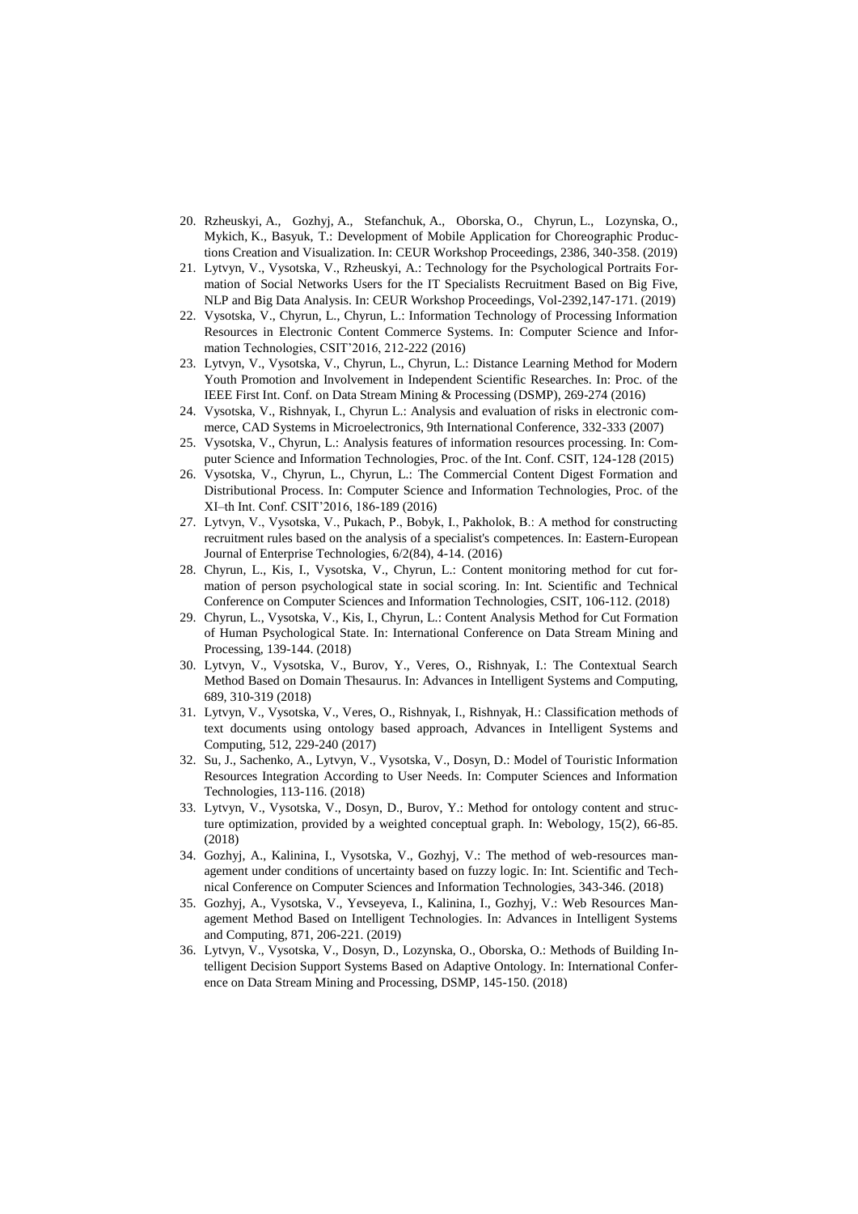20. Rzheuskyi, A., Gozhyj, A., Stefanchuk, A., Oborska, O., Chyrun, L., Lozynska, O., Mykich, K., Basyuk, T.: Development of Mobile Application for Choreographic Productions Creation and Visualization. In: CEUR Workshop Proceedings, 2386, 340-358. (2019)
21. Lytvyn, V., Vysotska, V., Rzheuskyi, A.: Technology for the Psychological Portraits Formation of Social Networks Users for the IT Specialists Recruitment Based on Big Five, NLP and Big Data Analysis. In: CEUR Workshop Proceedings, Vol-2392,147-171. (2019)
22. Vysotska, V., Chyrun, L., Chyrun, L.: Information Technology of Processing Information Resources in Electronic Content Commerce Systems. In: Computer Science and Information Technologies, CSIT'2016, 212-222 (2016)
23. Lytvyn, V., Vysotska, V., Chyrun, L., Chyrun, L.: Distance Learning Method for Modern Youth Promotion and Involvement in Independent Scientific Researches. In: Proc. of the IEEE First Int. Conf. on Data Stream Mining & Processing (DSMP), 269-274 (2016)
24. Vysotska, V., Rishnyak, I., Chyrun L.: Analysis and evaluation of risks in electronic commerce, CAD Systems in Microelectronics, 9th International Conference, 332-333 (2007)
25. Vysotska, V., Chyrun, L.: Analysis features of information resources processing. In: Computer Science and Information Technologies, Proc. of the Int. Conf. CSIT, 124-128 (2015)
26. Vysotska, V., Chyrun, L., Chyrun, L.: The Commercial Content Digest Formation and Distributional Process. In: Computer Science and Information Technologies, Proc. of the XI–th Int. Conf. CSIT'2016, 186-189 (2016)
27. Lytvyn, V., Vysotska, V., Pukach, P., Bobyk, I., Pakholok, B.: A method for constructing recruitment rules based on the analysis of a specialist's competences. In: Eastern-European Journal of Enterprise Technologies, 6/2(84), 4-14. (2016)
28. Chyrun, L., Kis, I., Vysotska, V., Chyrun, L.: Content monitoring method for cut formation of person psychological state in social scoring. In: Int. Scientific and Technical Conference on Computer Sciences and Information Technologies, CSIT, 106-112. (2018)
29. Chyrun, L., Vysotska, V., Kis, I., Chyrun, L.: Content Analysis Method for Cut Formation of Human Psychological State. In: International Conference on Data Stream Mining and Processing, 139-144. (2018)
30. Lytvyn, V., Vysotska, V., Burov, Y., Veres, O., Rishnyak, I.: The Contextual Search Method Based on Domain Thesaurus. In: Advances in Intelligent Systems and Computing, 689, 310-319 (2018)
31. Lytvyn, V., Vysotska, V., Veres, O., Rishnyak, I., Rishnyak, H.: Classification methods of text documents using ontology based approach, Advances in Intelligent Systems and Computing, 512, 229-240 (2017)
32. Su, J., Sachenko, A., Lytvyn, V., Vysotska, V., Dosyn, D.: Model of Touristic Information Resources Integration According to User Needs. In: Computer Sciences and Information Technologies, 113-116. (2018)
33. Lytvyn, V., Vysotska, V., Dosyn, D., Burov, Y.: Method for ontology content and structure optimization, provided by a weighted conceptual graph. In: Webology, 15(2), 66-85. (2018)
34. Gozhyj, A., Kalinina, I., Vysotska, V., Gozhyj, V.: The method of web-resources management under conditions of uncertainty based on fuzzy logic. In: Int. Scientific and Technical Conference on Computer Sciences and Information Technologies, 343-346. (2018)
35. Gozhyj, A., Vysotska, V., Yevseyeva, I., Kalinina, I., Gozhyj, V.: Web Resources Management Method Based on Intelligent Technologies. In: Advances in Intelligent Systems and Computing, 871, 206-221. (2019)
36. Lytvyn, V., Vysotska, V., Dosyn, D., Lozynska, O., Oborska, O.: Methods of Building Intelligent Decision Support Systems Based on Adaptive Ontology. In: International Conference on Data Stream Mining and Processing, DSMP, 145-150. (2018)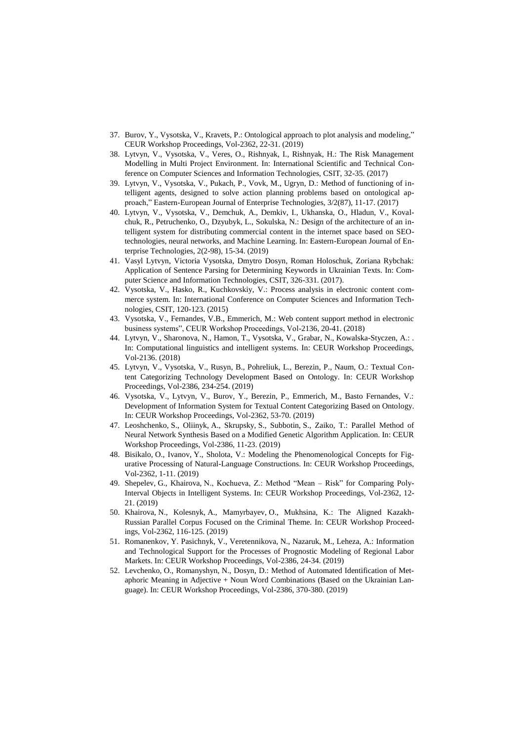37. Burov, Y., Vysotska, V., Kravets, P.: Ontological approach to plot analysis and modeling," CEUR Workshop Proceedings, Vol-2362, 22-31. (2019)
38. Lytvyn, V., Vysotska, V., Veres, O., Rishnyak, I., Rishnyak, H.: The Risk Management Modelling in Multi Project Environment. In: International Scientific and Technical Conference on Computer Sciences and Information Technologies, CSIT, 32-35. (2017)
39. Lytvyn, V., Vysotska, V., Pukach, P., Vovk, M., Ugryn, D.: Method of functioning of intelligent agents, designed to solve action planning problems based on ontological approach," Eastern-European Journal of Enterprise Technologies, 3/2(87), 11-17. (2017)
40. Lytvyn, V., Vysotska, V., Demchuk, A., Demkiv, I., Ukhanska, O., Hladun, V., Kovalchuk, R., Petruchenko, O., Dzyubyk, L., Sokulska, N.: Design of the architecture of an intelligent system for distributing commercial content in the internet space based on SEO-technologies, neural networks, and Machine Learning. In: Eastern-European Journal of Enterprise Technologies, 2(2-98), 15-34. (2019)
41. Vasyl Lytvyn, Victoria Vysotska, Dmytro Dosyn, Roman Holoschuk, Zoriana Rybchak: Application of Sentence Parsing for Determining Keywords in Ukrainian Texts. In: Computer Science and Information Technologies, CSIT, 326-331. (2017).
42. Vysotska, V., Hasko, R., Kuchkovskiy, V.: Process analysis in electronic content commerce system. In: International Conference on Computer Sciences and Information Technologies, CSIT, 120-123. (2015)
43. Vysotska, V., Fernandes, V.B., Emmerich, M.: Web content support method in electronic business systems", CEUR Workshop Proceedings, Vol-2136, 20-41. (2018)
44. Lytvyn, V., Sharonova, N., Hamon, T., Vysotska, V., Grabar, N., Kowalska-Styczen, A.: . In: Computational linguistics and intelligent systems. In: CEUR Workshop Proceedings, Vol-2136. (2018)
45. Lytvyn, V., Vysotska, V., Rusyn, B., Pohreliuk, L., Berezin, P., Naum, O.: Textual Content Categorizing Technology Development Based on Ontology. In: CEUR Workshop Proceedings, Vol-2386, 234-254. (2019)
46. Vysotska, V., Lytvyn, V., Burov, Y., Berezin, P., Emmerich, M., Basto Fernandes, V.: Development of Information System for Textual Content Categorizing Based on Ontology. In: CEUR Workshop Proceedings, Vol-2362, 53-70. (2019)
47. Leoshchenko, S., Oliinyk, A., Skrupsky, S., Subbotin, S., Zaiko, T.: Parallel Method of Neural Network Synthesis Based on a Modified Genetic Algorithm Application. In: CEUR Workshop Proceedings, Vol-2386, 11-23. (2019)
48. Bisikalo, O., Ivanov, Y., Sholota, V.: Modeling the Phenomenological Concepts for Figurative Processing of Natural-Language Constructions. In: CEUR Workshop Proceedings, Vol-2362, 1-11. (2019)
49. Shepelev, G., Khairova, N., Kochueva, Z.: Method "Mean – Risk" for Comparing Poly-Interval Objects in Intelligent Systems. In: CEUR Workshop Proceedings, Vol-2362, 12-21. (2019)
50. Khairova, N., Kolesnyk, A., Mamyrbayev, O., Mukhsina, K.: The Aligned Kazakh-Russian Parallel Corpus Focused on the Criminal Theme. In: CEUR Workshop Proceedings, Vol-2362, 116-125. (2019)
51. Romanenkov, Y. Pasichnyk, V., Veretennikova, N., Nazaruk, M., Leheza, A.: Information and Technological Support for the Processes of Prognostic Modeling of Regional Labor Markets. In: CEUR Workshop Proceedings, Vol-2386, 24-34. (2019)
52. Levchenko, O., Romanyshyn, N., Dosyn, D.: Method of Automated Identification of Metaphoric Meaning in Adjective + Noun Word Combinations (Based on the Ukrainian Language). In: CEUR Workshop Proceedings, Vol-2386, 370-380. (2019)